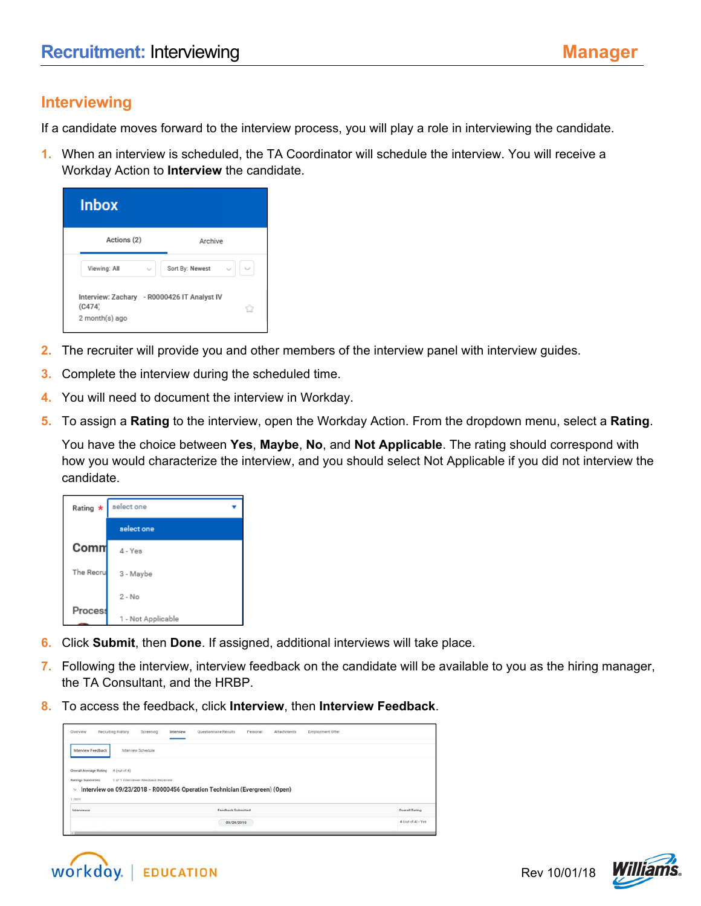# Recruitment: Interviewing — Manager

## Interviewing

If a candidate moves forward to the interview process, you will play a role in interviewing the candidate.

1. When an interview is scheduled, the TA Coordinator will schedule the interview. You will receive a Workday Action to **Interview** the candidate.
2. The recruiter will provide you and other members of the interview panel with interview guides.
3. Complete the interview during the scheduled time.
4. You will need to document the interview in Workday.
5. To assign a **Rating** to the interview, open the Workday Action. From the dropdown menu, select a **Rating**.

   You have the choice between **Yes**, **Maybe**, **No**, and **Not Applicable**. The rating should correspond with how you would characterize the interview, and you should select Not Applicable if you did not interview the candidate.
6. Click **Submit**, then **Done**. If assigned, additional interviews will take place.
7. Following the interview, interview feedback on the candidate will be available to you as the hiring manager, the TA Consultant, and the HRBP.
8. To access the feedback, click **Interview**, then **Interview Feedback**.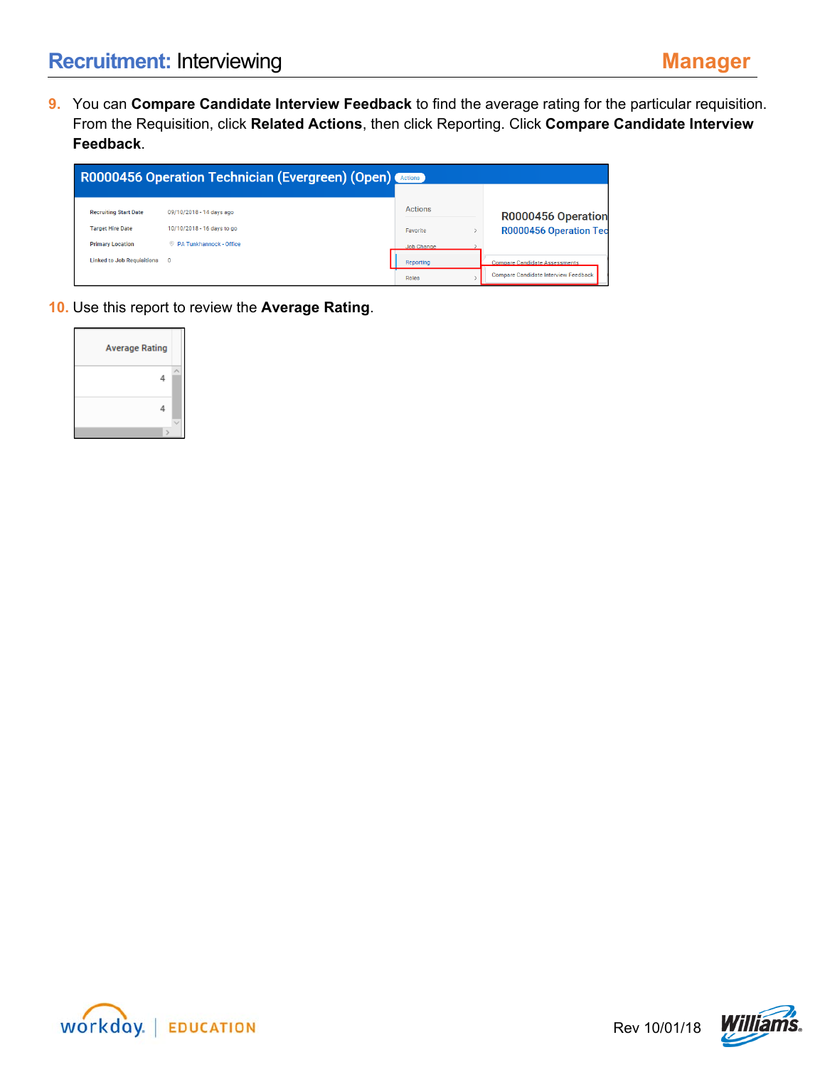9. You can **Compare Candidate Interview Feedback** to find the average rating for the particular requisition. From the Requisition, click **Related Actions**, then click Reporting. Click **Compare Candidate Interview Feedback**.

10. Use this report to review the **Average Rating**.